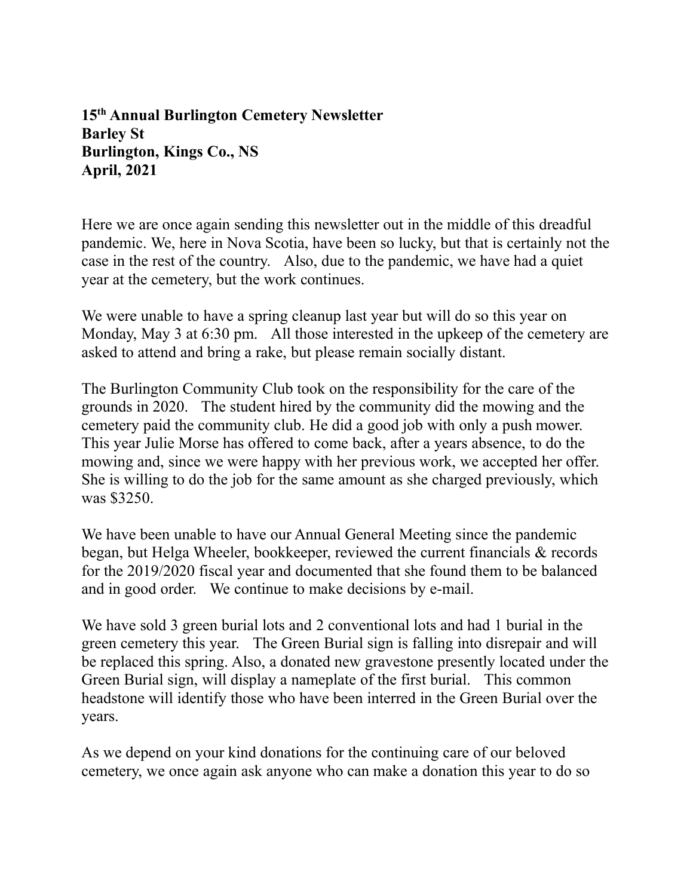**15th Annual Burlington Cemetery Newsletter**
**Barley St**
**Burlington, Kings Co., NS**
**April, 2021**

Here we are once again sending this newsletter out in the middle of this dreadful pandemic. We, here in Nova Scotia, have been so lucky, but that is certainly not the case in the rest of the country. Also, due to the pandemic, we have had a quiet year at the cemetery, but the work continues.

We were unable to have a spring cleanup last year but will do so this year on Monday, May 3 at 6:30 pm. All those interested in the upkeep of the cemetery are asked to attend and bring a rake, but please remain socially distant.

The Burlington Community Club took on the responsibility for the care of the grounds in 2020. The student hired by the community did the mowing and the cemetery paid the community club. He did a good job with only a push mower. This year Julie Morse has offered to come back, after a years absence, to do the mowing and, since we were happy with her previous work, we accepted her offer. She is willing to do the job for the same amount as she charged previously, which was $3250.

We have been unable to have our Annual General Meeting since the pandemic began, but Helga Wheeler, bookkeeper, reviewed the current financials & records for the 2019/2020 fiscal year and documented that she found them to be balanced and in good order. We continue to make decisions by e-mail.

We have sold 3 green burial lots and 2 conventional lots and had 1 burial in the green cemetery this year. The Green Burial sign is falling into disrepair and will be replaced this spring. Also, a donated new gravestone presently located under the Green Burial sign, will display a nameplate of the first burial. This common headstone will identify those who have been interred in the Green Burial over the years.

As we depend on your kind donations for the continuing care of our beloved cemetery, we once again ask anyone who can make a donation this year to do so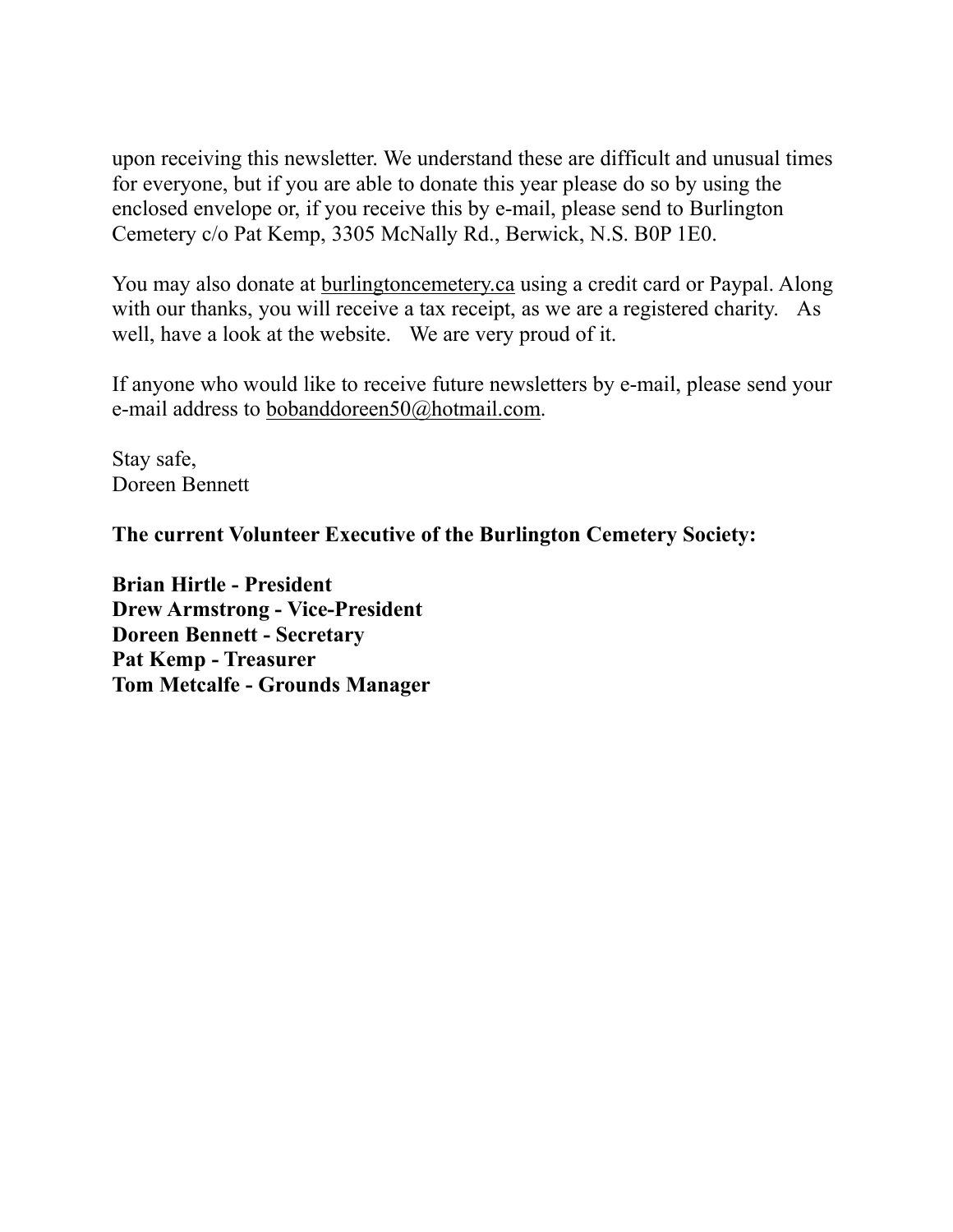upon receiving this newsletter. We understand these are difficult and unusual times for everyone, but if you are able to donate this year please do so by using the enclosed envelope or, if you receive this by e-mail, please send to Burlington Cemetery c/o Pat Kemp, 3305 McNally Rd., Berwick, N.S. B0P 1E0.

You may also donate at burlingtoncemetery.ca using a credit card or Paypal. Along with our thanks, you will receive a tax receipt, as we are a registered charity. As well, have a look at the website. We are very proud of it.

If anyone who would like to receive future newsletters by e-mail, please send your e-mail address to bobanddoreen50@hotmail.com.

Stay safe,
Doreen Bennett

**The current Volunteer Executive of the Burlington Cemetery Society:**

**Brian Hirtle - President**
**Drew Armstrong - Vice-President**
**Doreen Bennett - Secretary**
**Pat Kemp - Treasurer**
**Tom Metcalfe - Grounds Manager**